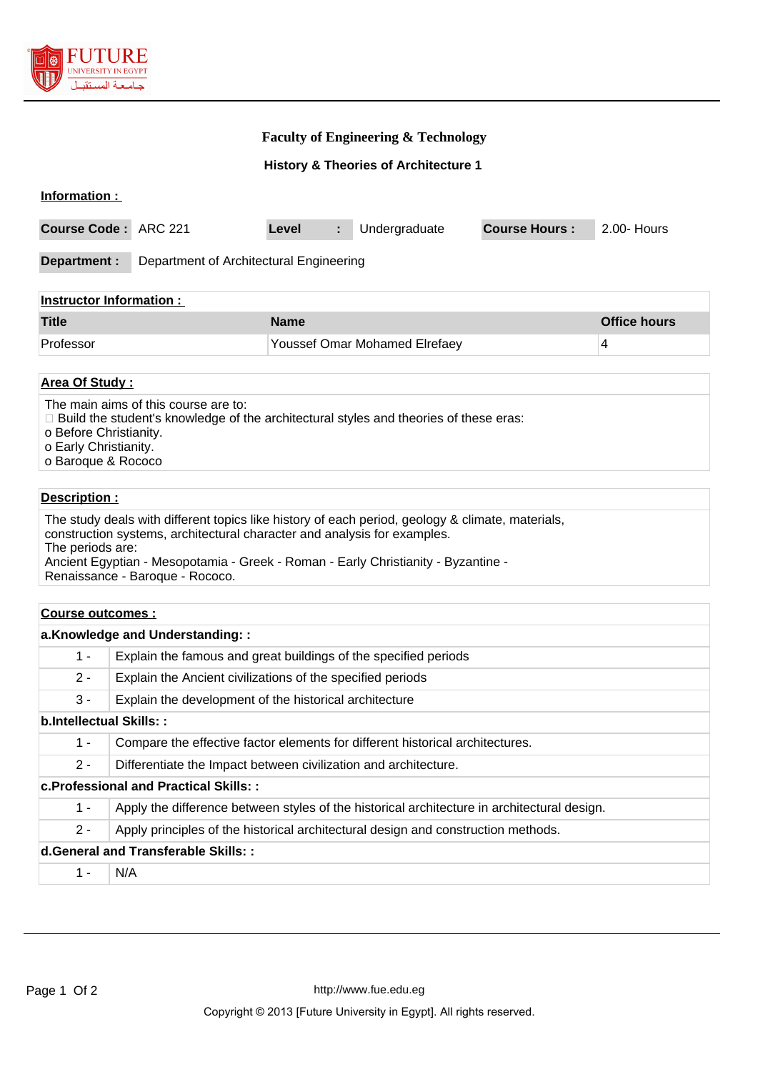# Faculty of Engineering & Technology

## History & Theories of Architecture 1

**Information :**

| **Course Code :** | ARC 221 | **Level** | **:** | Undergraduate | **Course Hours :** | 2.00- Hours |
|---|---|---|---|---|---|---|

| **Department :** | Department of Architectural Engineering |
|---|---|

**Instructor Information :**

| Title | Name | Office hours |
|---|---|---|
| Professor | Youssef Omar Mohamed Elrefaey | 4 |

**Area Of Study :**

The main aims of this course are to:
 Build the student's knowledge of the architectural styles and theories of these eras:
o Before Christianity.
o Early Christianity.
o Baroque & Rococo

**Description :**

The study deals with different topics like history of each period, geology & climate, materials, construction systems, architectural character and analysis for examples.
The periods are:
Ancient Egyptian - Mesopotamia - Greek - Roman - Early Christianity - Byzantine - Renaissance - Baroque - Rococo.

**Course outcomes :**

| | |
|---|---|
| **a.Knowledge and Understanding: :** | |
| 1 - | Explain the famous and great buildings of the specified periods |
| 2 - | Explain the Ancient civilizations of the specified periods |
| 3 - | Explain the development of the historical architecture |
| **b.Intellectual Skills: :** | |
| 1 - | Compare the effective factor elements for different historical architectures. |
| 2 - | Differentiate the Impact between civilization and architecture. |
| **c.Professional and Practical Skills: :** | |
| 1 - | Apply the difference between styles of the historical architecture in architectural design. |
| 2 - | Apply principles of the historical architectural design and construction methods. |
| **d.General and Transferable Skills: :** | |
| 1 - | N/A |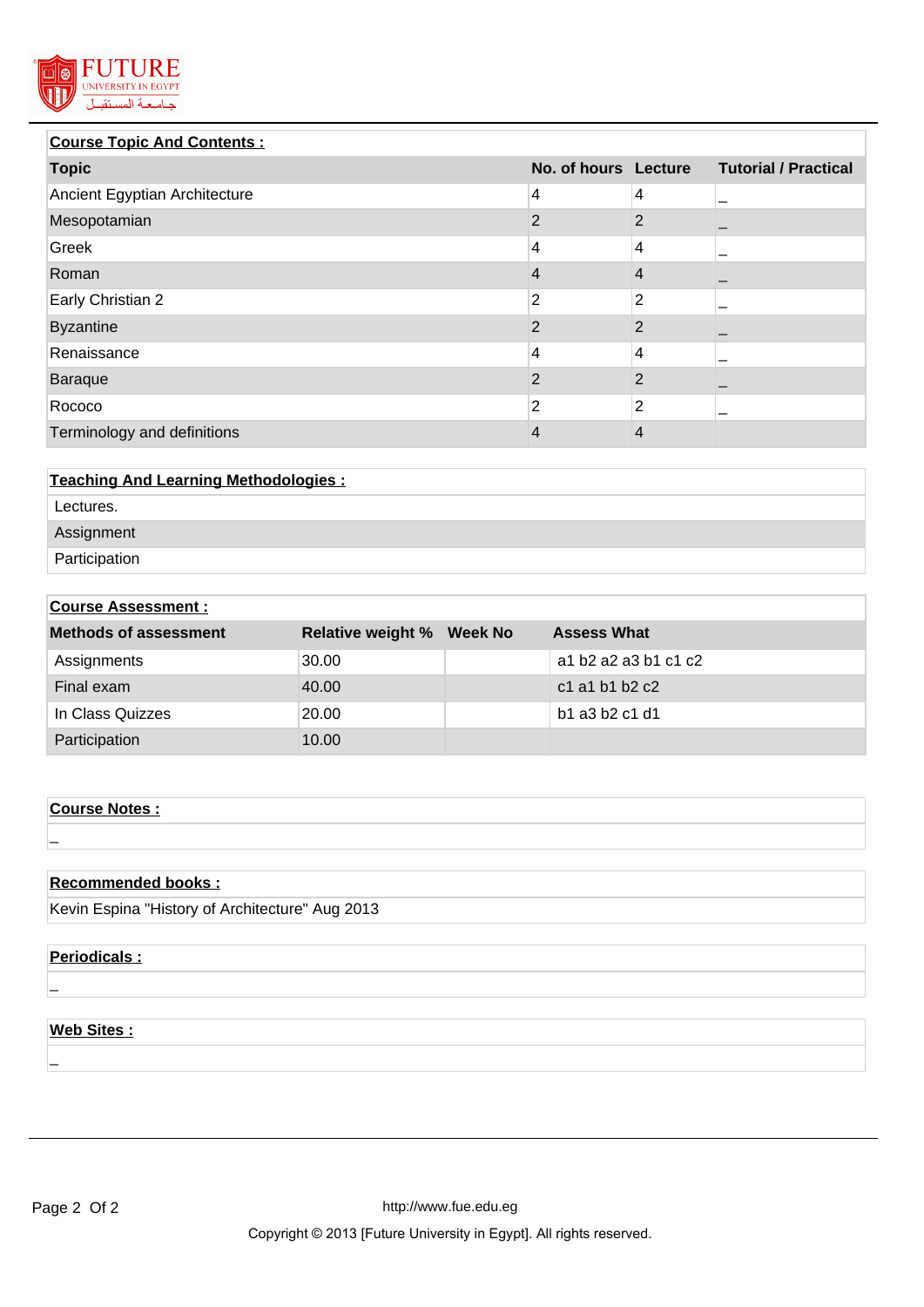## Course Topic And Contents :

| Topic | No. of hours | Lecture | Tutorial / Practical |
| --- | --- | --- | --- |
| Ancient Egyptian Architecture | 4 | 4 | _ |
| Mesopotamian | 2 | 2 | _ |
| Greek | 4 | 4 | _ |
| Roman | 4 | 4 | _ |
| Early Christian 2 | 2 | 2 | _ |
| Byzantine | 2 | 2 | _ |
| Renaissance | 4 | 4 | _ |
| Baraque | 2 | 2 | _ |
| Rococo | 2 | 2 | _ |
| Terminology and definitions | 4 | 4 | |

## Teaching And Learning Methodologies :

- Lectures.
- Assignment
- Participation

## Course Assessment :

| Methods of assessment | Relative weight % | Week No | Assess What |
| --- | --- | --- | --- |
| Assignments | 30.00 | | a1 b2 a2 a3 b1 c1 c2 |
| Final exam | 40.00 | | c1 a1 b1 b2 c2 |
| In Class Quizzes | 20.00 | | b1 a3 b2 c1 d1 |
| Participation | 10.00 | | |

## Course Notes :

_

## Recommended books :

Kevin Espina "History of Architecture" Aug 2013

## Periodicals :

_

## Web Sites :

_